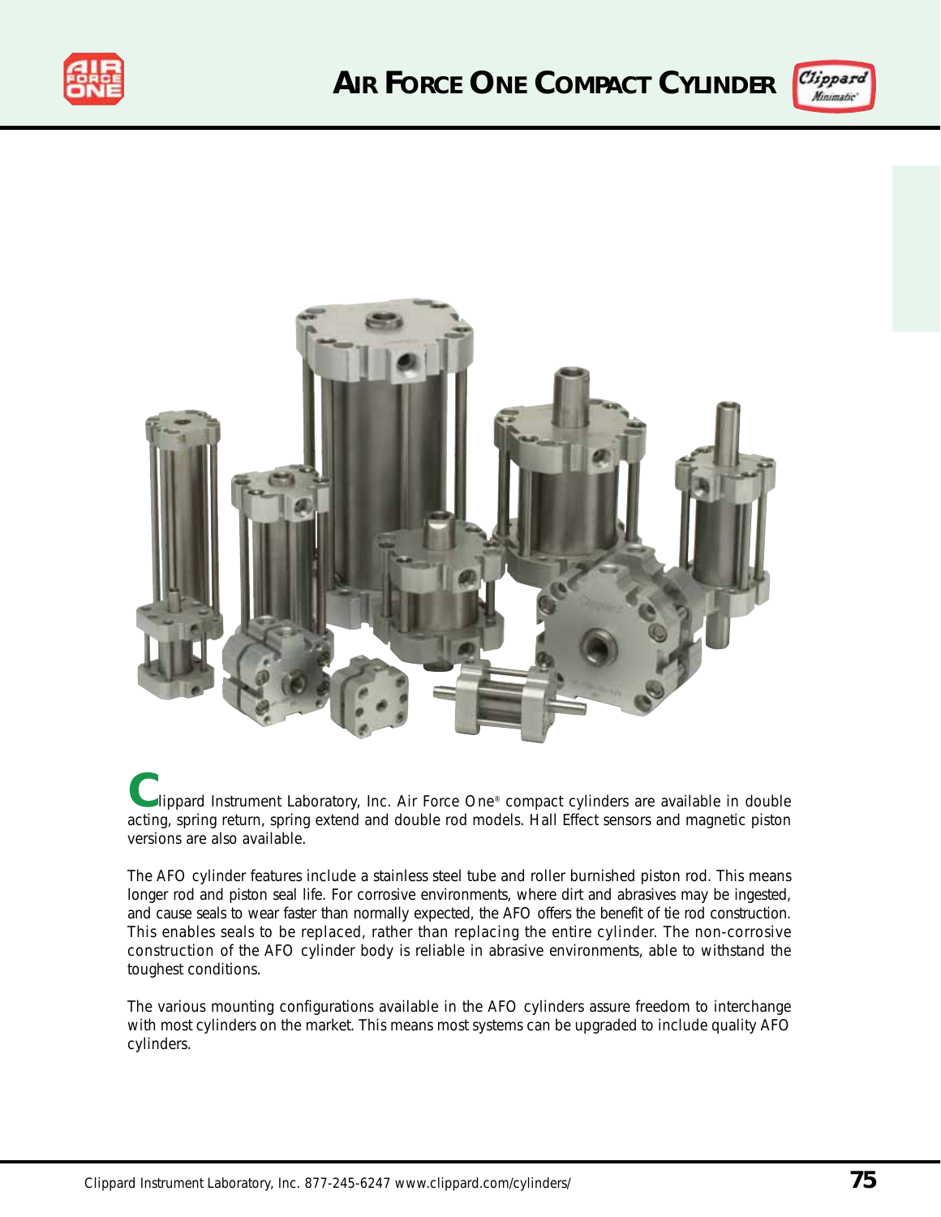# Air Force One Compact Cylinder

Clippard Instrument Laboratory, Inc. Air Force One® compact cylinders are available in double acting, spring return, spring extend and double rod models. Hall Effect sensors and magnetic piston versions are also available.

The AFO cylinder features include a stainless steel tube and roller burnished piston rod. This means longer rod and piston seal life. For corrosive environments, where dirt and abrasives may be ingested, and cause seals to wear faster than normally expected, the AFO offers the benefit of tie rod construction. This enables seals to be replaced, rather than replacing the entire cylinder. The non-corrosive construction of the AFO cylinder body is reliable in abrasive environments, able to withstand the toughest conditions.

The various mounting configurations available in the AFO cylinders assure freedom to interchange with most cylinders on the market. This means most systems can be upgraded to include quality AFO cylinders.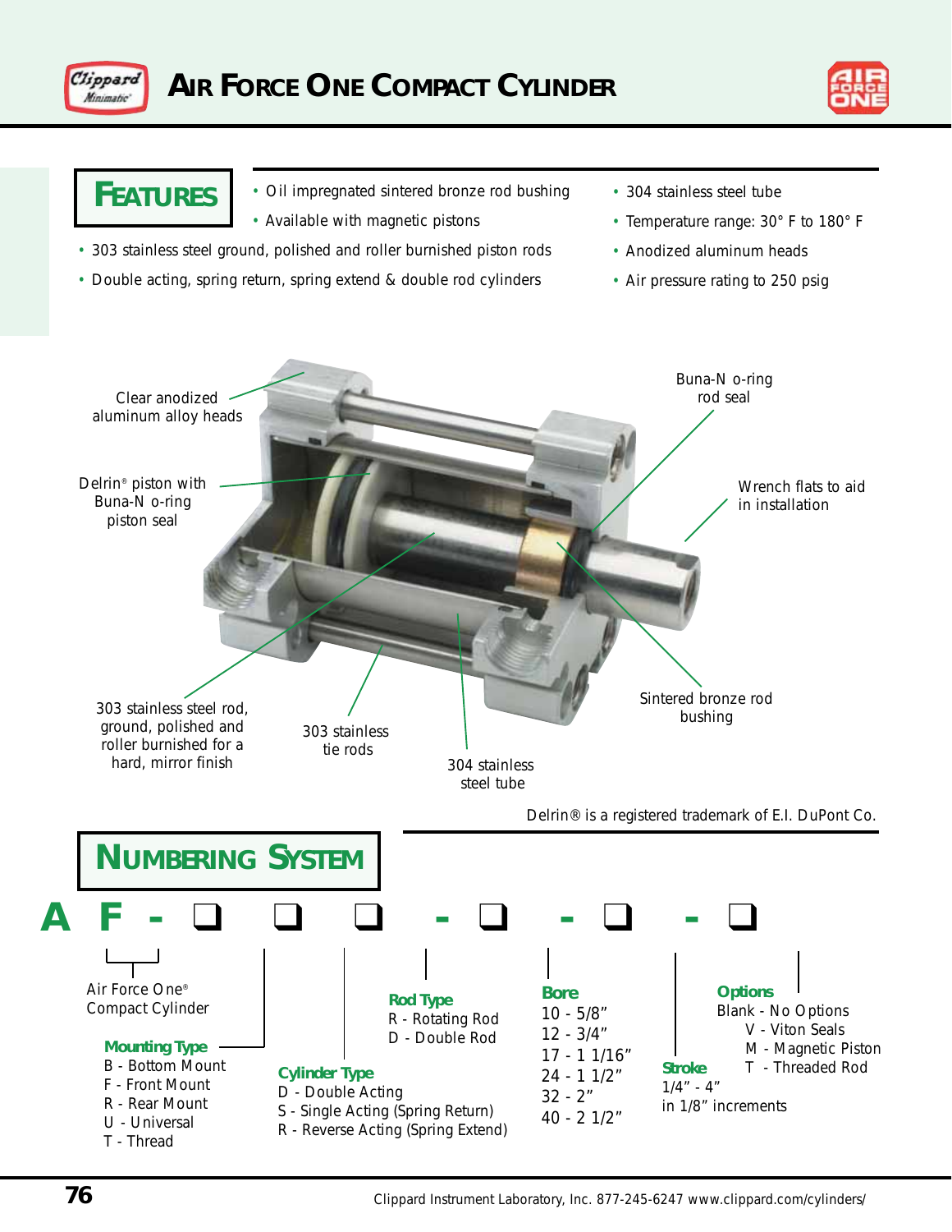# AIR FORCE ONE COMPACT CYLINDER

## FEATURES

- Oil impregnated sintered bronze rod bushing
- Available with magnetic pistons
- 303 stainless steel ground, polished and roller burnished piston rods
- Double acting, spring return, spring extend & double rod cylinders
- 304 stainless steel tube
- Temperature range: 30° F to 180° F
- Anodized aluminum heads
- Air pressure rating to 250 psig

Clear anodized aluminum alloy heads

Delrin® piston with Buna-N o-ring piston seal

303 stainless steel rod, ground, polished and roller burnished for a hard, mirror finish

303 stainless tie rods

304 stainless steel tube

Sintered bronze rod bushing

Wrench flats to aid in installation

Buna-N o-ring rod seal

Delrin® is a registered trademark of E.I. DuPont Co.

## NUMBERING SYSTEM

**A F - ❑ ❑ ❑ - ❑ - ❑ - ❑**

Air Force One® Compact Cylinder

**Mounting Type**
- B - Bottom Mount
- F - Front Mount
- R - Rear Mount
- U - Universal
- T - Thread

**Cylinder Type**
- D - Double Acting
- S - Single Acting (Spring Return)
- R - Reverse Acting (Spring Extend)

**Rod Type**
- R - Rotating Rod
- D - Double Rod

**Bore**
- 10 - 5/8”
- 12 - 3/4”
- 17 - 1 1/16”
- 24 - 1 1/2”
- 32 - 2”
- 40 - 2 1/2”

**Stroke**
1/4” - 4” in 1/8” increments

**Options**
- Blank - No Options
- V - Viton Seals
- M - Magnetic Piston
- T - Threaded Rod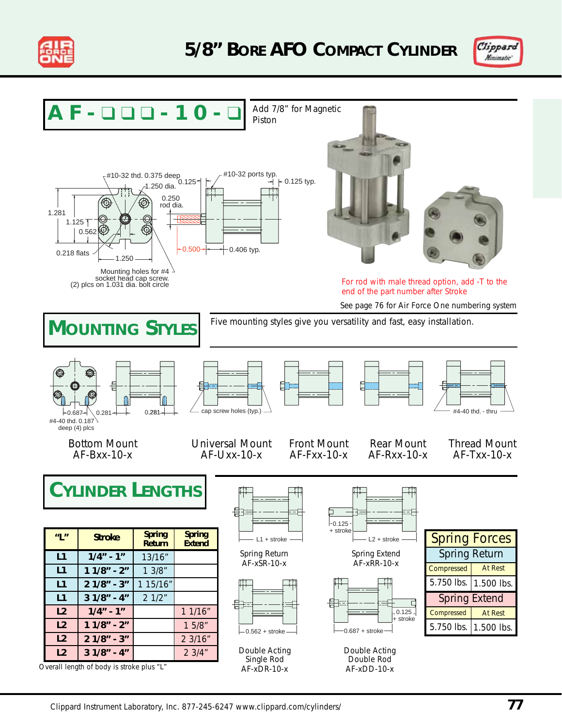# 5/8" Bore AFO Compact Cylinder

**AF - ❑ ❑ ❑ - 10 - ❑**

Add 7/8" for Magnetic Piston

#10-32 thd. 0.375 deep
1.250 dia.
0.125
#10-32 ports typ.
0.125 typ.
0.250 rod dia.
1.281
1.125
0.562
0.218 flats
1.250
0.500
0.406 typ.

Mounting holes for #4 socket head cap screw. (2) plcs on 1.031 dia. bolt circle

For rod with male thread option, add -T to the end of the part number after Stroke

See page 76 for Air Force One numbering system

## Mounting Styles

Five mounting styles give you versatility and fast, easy installation.

0.687 | 0.281 | 0.281
#4-40 thd. 0.187 deep (4) plcs
cap screw holes (typ.)
#4-40 thd. - thru

- Bottom Mount AF-Bxx-10-x
- Universal Mount AF-Uxx-10-x
- Front Mount AF-Fxx-10-x
- Rear Mount AF-Rxx-10-x
- Thread Mount AF-Txx-10-x

## Cylinder Lengths

| "L" | Stroke | Spring Return | Spring Extend |
|---|---|---|---|
| L1 | 1/4" - 1" | 13/16" | |
| L1 | 1 1/8" - 2" | 1 3/8" | |
| L1 | 2 1/8" - 3" | 1 15/16" | |
| L1 | 3 1/8" - 4" | 2 1/2" | |
| L2 | 1/4" - 1" | | 1 1/16" |
| L2 | 1 1/8" - 2" | | 1 5/8" |
| L2 | 2 1/8" - 3" | | 2 3/16" |
| L2 | 3 1/8" - 4" | | 2 3/4" |

Overall length of body is stroke plus "L"

- L1 + stroke — Spring Return AF-xSR-10-x
- 0.125 + stroke; L2 + stroke — Spring Extend AF-xRR-10-x
- 0.562 + stroke — Double Acting Single Rod AF-xDR-10-x
- 0.687 + stroke; 0.125 + stroke — Double Acting Double Rod AF-xDD-10-x

| Spring Forces | |
|---|---|
| **Spring Return** | |
| Compressed | At Rest |
| 5.750 lbs. | 1.500 lbs. |
| **Spring Extend** | |
| Compressed | At Rest |
| 5.750 lbs. | 1.500 lbs. |

Clippard Instrument Laboratory, Inc. 877-245-6247 www.clippard.com/cylinders/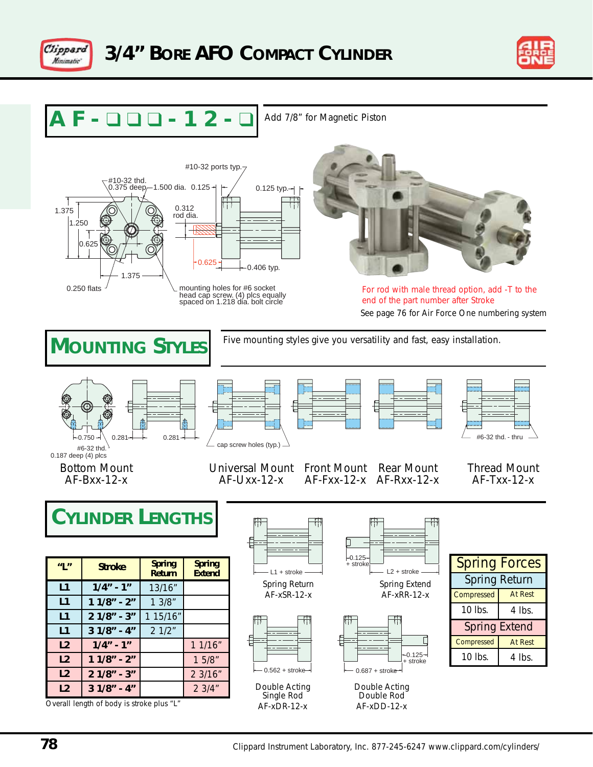# 3/4" Bore AFO Compact Cylinder

## AF - ❑ ❑ ❑ - 1 2 - ❑

Add 7/8" for Magnetic Piston

#10-32 ports typ.
#10-32 thd. 0.375 deep
1.500 dia.
0.125
0.125 typ.
1.375
1.250
0.625
0.312 rod dia.
0.625
0.406 typ.
1.375
0.250 flats
mounting holes for #6 socket head cap screw. (4) plcs equally spaced on 1.218 dia. bolt circle

For rod with male thread option, add -T to the end of the part number after Stroke

See page 76 for Air Force One numbering system

## Mounting Styles

Five mounting styles give you versatility and fast, easy installation.

0.750
0.281
0.281
#6-32 thd. 0.187 deep (4) plcs
cap screw holes (typ.)
#6-32 thd. - thru

- Bottom Mount AF-Bxx-12-x
- Universal Mount AF-Uxx-12-x
- Front Mount AF-Fxx-12-x
- Rear Mount AF-Rxx-12-x
- Thread Mount AF-Txx-12-x

## Cylinder Lengths

| "L" | Stroke | Spring Return | Spring Extend |
|---|---|---|---|
| L1 | 1/4" - 1" | 13/16" | |
| L1 | 1 1/8" - 2" | 1 3/8" | |
| L1 | 2 1/8" - 3" | 1 15/16" | |
| L1 | 3 1/8" - 4" | 2 1/2" | |
| L2 | 1/4" - 1" | | 1 1/16" |
| L2 | 1 1/8" - 2" | | 1 5/8" |
| L2 | 2 1/8" - 3" | | 2 3/16" |
| L2 | 3 1/8" - 4" | | 2 3/4" |

Overall length of body is stroke plus "L"

- L1 + stroke — Spring Return AF-xSR-12-x
- 0.125 + stroke; L2 + stroke — Spring Extend AF-xRR-12-x
- 0.562 + stroke — Double Acting Single Rod AF-xDR-12-x
- 0.125 + stroke; 0.687 + stroke — Double Acting Double Rod AF-xDD-12-x

| Spring Forces | |
|---|---|
| **Spring Return** | |
| Compressed | At Rest |
| 10 lbs. | 4 lbs. |
| **Spring Extend** | |
| Compressed | At Rest |
| 10 lbs. | 4 lbs. |

Clippard Instrument Laboratory, Inc. 877-245-6247 www.clippard.com/cylinders/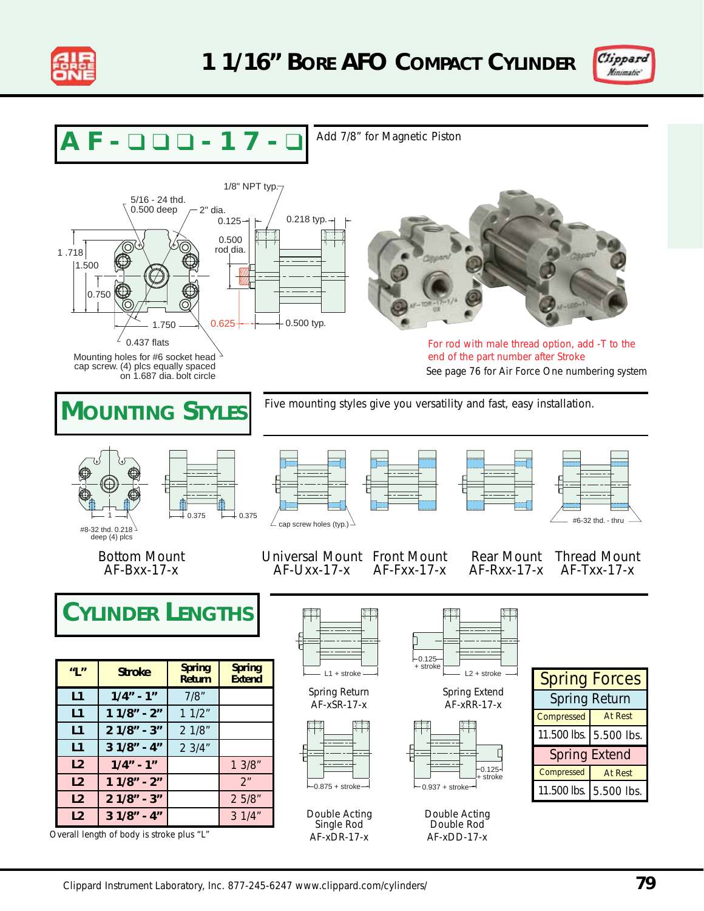# 1 1/16" Bore AFO Compact Cylinder

**AF - ❑ ❑ ❑ - 17 - ❑**

Add 7/8" for Magnetic Piston

1/8" NPT typ.

5/16 - 24 thd. 0.500 deep

2" dia.

0.125

0.218 typ.

0.500 rod dia.

1.718

1.500

0.750

1.750

0.625

0.500 typ.

0.437 flats

Mounting holes for #6 socket head cap screw. (4) plcs equally spaced on 1.687 dia. bolt circle

For rod with male thread option, add -T to the end of the part number after Stroke

See page 76 for Air Force One numbering system

## Mounting Styles

Five mounting styles give you versatility and fast, easy installation.

#8-32 thd. 0.218 deep (4) plcs

1

0.375

0.375

cap screw holes (typ.)

#6-32 thd. - thru

| Bottom Mount | Universal Mount | Front Mount | Rear Mount | Thread Mount |
|---|---|---|---|---|
| AF-Bxx-17-x | AF-Uxx-17-x | AF-Fxx-17-x | AF-Rxx-17-x | AF-Txx-17-x |

## Cylinder Lengths

| "L" | Stroke | Spring Return | Spring Extend |
|---|---|---|---|
| L1 | 1/4" - 1" | 7/8" | |
| L1 | 1 1/8" - 2" | 1 1/2" | |
| L1 | 2 1/8" - 3" | 2 1/8" | |
| L1 | 3 1/8" - 4" | 2 3/4" | |
| L2 | 1/4" - 1" | | 1 3/8" |
| L2 | 1 1/8" - 2" | | 2" |
| L2 | 2 1/8" - 3" | | 2 5/8" |
| L2 | 3 1/8" - 4" | | 3 1/4" |

Overall length of body is stroke plus "L"

L1 + stroke

Spring Return
AF-xSR-17-x

0.125 + stroke

L2 + stroke

Spring Extend
AF-xRR-17-x

0.875 + stroke

Double Acting Single Rod
AF-xDR-17-x

0.125 + stroke

0.937 + stroke

Double Acting Double Rod
AF-xDD-17-x

| Spring Forces | |
|---|---|
| **Spring Return** | |
| Compressed | At Rest |
| 11.500 lbs. | 5.500 lbs. |
| **Spring Extend** | |
| Compressed | At Rest |
| 11.500 lbs. | 5.500 lbs. |

Clippard Instrument Laboratory, Inc. 877-245-6247 www.clippard.com/cylinders/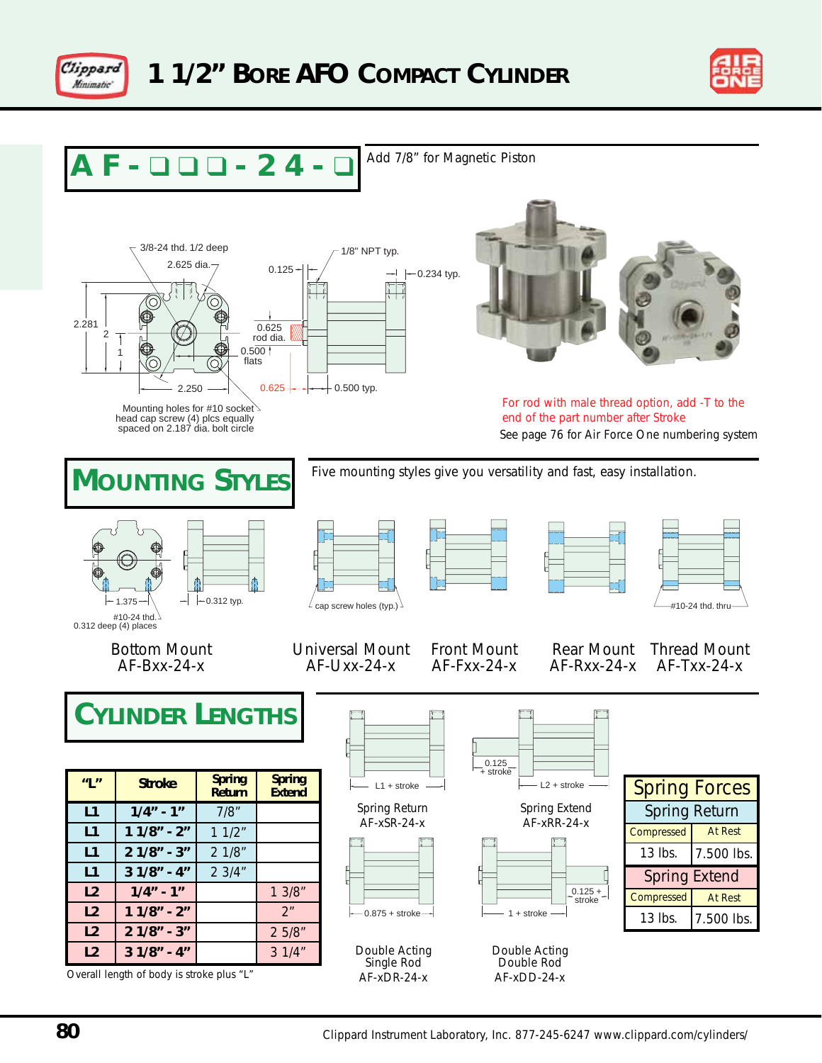# 1 1/2" Bore AFO Compact Cylinder

**AF - ❑ ❑ ❑ - 24 - ❑**

Add 7/8" for Magnetic Piston

3/8-24 thd. 1/2 deep

2.625 dia.

2.281

2

1

2.250

Mounting holes for #10 socket head cap screw (4) plcs equally spaced on 2.187 dia. bolt circle

0.125

1/8" NPT typ.

0.234 typ.

0.625 rod dia.

0.500 flats

0.625

0.500 typ.

For rod with male thread option, add -T to the end of the part number after Stroke

See page 76 for Air Force One numbering system

## Mounting Styles

Five mounting styles give you versatility and fast, easy installation.

1.375

#10-24 thd. 0.312 deep (4) places

0.312 typ.

cap screw holes (typ.)

#10-24 thd. thru

| Bottom Mount | Universal Mount | Front Mount | Rear Mount | Thread Mount |
|---|---|---|---|---|
| AF-Bxx-24-x | AF-Uxx-24-x | AF-Fxx-24-x | AF-Rxx-24-x | AF-Txx-24-x |

## Cylinder Lengths

| "L" | Stroke | Spring Return | Spring Extend |
|---|---|---|---|
| L1 | 1/4" - 1" | 7/8" | |
| L1 | 1 1/8" - 2" | 1 1/2" | |
| L1 | 2 1/8" - 3" | 2 1/8" | |
| L1 | 3 1/8" - 4" | 2 3/4" | |
| L2 | 1/4" - 1" | | 1 3/8" |
| L2 | 1 1/8" - 2" | | 2" |
| L2 | 2 1/8" - 3" | | 2 5/8" |
| L2 | 3 1/8" - 4" | | 3 1/4" |

Overall length of body is stroke plus "L"

L1 + stroke — Spring Return AF-xSR-24-x

0.125 + stroke; L2 + stroke — Spring Extend AF-xRR-24-x

0.875 + stroke — Double Acting Single Rod AF-xDR-24-x

1 + stroke; 0.125 + stroke — Double Acting Double Rod AF-xDD-24-x

| Spring Forces | |
|---|---|
| **Spring Return** | |
| Compressed | At Rest |
| 13 lbs. | 7.500 lbs. |
| **Spring Extend** | |
| Compressed | At Rest |
| 13 lbs. | 7.500 lbs. |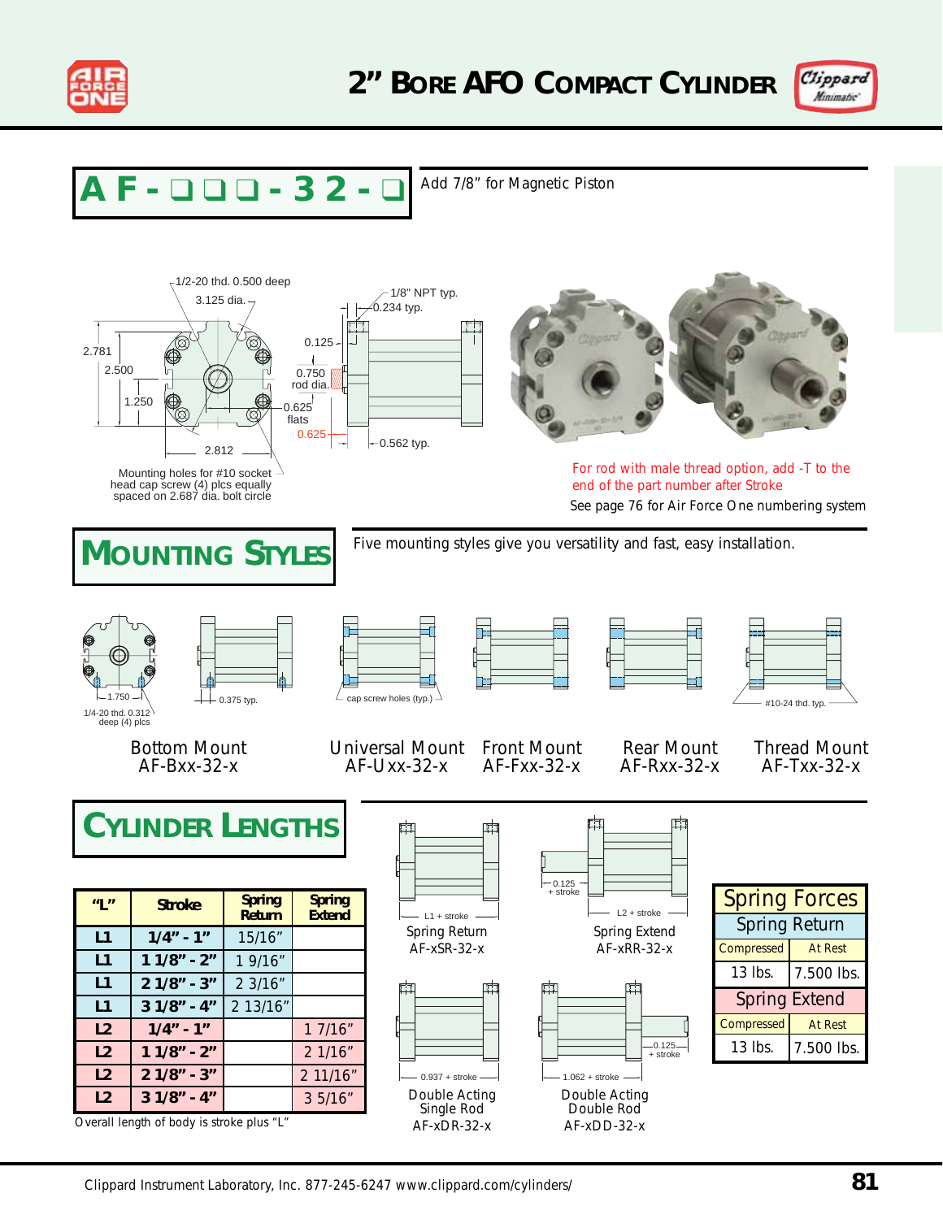# 2" Bore AFO Compact Cylinder

**AF - ❑❑❑ - 32 - ❑**

Add 7/8" for Magnetic Piston

1/2-20 thd. 0.500 deep

3.125 dia.

2.781

2.500

1.250

2.812

Mounting holes for #10 socket head cap screw (4) plcs equally spaced on 2.687 dia. bolt circle

1/8" NPT typ.

0.234 typ.

0.125

0.750 rod dia.

0.625 flats

0.625

0.562 typ.

For rod with male thread option, add -T to the end of the part number after Stroke

See page 76 for Air Force One numbering system

## Mounting Styles

Five mounting styles give you versatility and fast, easy installation.

1.750

1/4-20 thd. 0.312 deep (4) plcs

0.375 typ.

cap screw holes (typ.)

#10-24 thd. typ.

Bottom Mount AF-Bxx-32-x

Universal Mount AF-Uxx-32-x

Front Mount AF-Fxx-32-x

Rear Mount AF-Rxx-32-x

Thread Mount AF-Txx-32-x

## Cylinder Lengths

| "L" | Stroke | Spring Return | Spring Extend |
|---|---|---|---|
| L1 | 1/4" - 1" | 15/16" | |
| L1 | 1 1/8" - 2" | 1 9/16" | |
| L1 | 2 1/8" - 3" | 2 3/16" | |
| L1 | 3 1/8" - 4" | 2 13/16" | |
| L2 | 1/4" - 1" | | 1 7/16" |
| L2 | 1 1/8" - 2" | | 2 1/16" |
| L2 | 2 1/8" - 3" | | 2 11/16" |
| L2 | 3 1/8" - 4" | | 3 5/16" |

Overall length of body is stroke plus "L"

L1 + stroke

Spring Return AF-xSR-32-x

0.125 + stroke

L2 + stroke

Spring Extend AF-xRR-32-x

0.937 + stroke

Double Acting Single Rod AF-xDR-32-x

1.062 + stroke

0.125 + stroke

Double Acting Double Rod AF-xDD-32-x

| Spring Forces | |
|---|---|
| **Spring Return** | |
| Compressed | At Rest |
| 13 lbs. | 7.500 lbs. |
| **Spring Extend** | |
| Compressed | At Rest |
| 13 lbs. | 7.500 lbs. |

Clippard Instrument Laboratory, Inc. 877-245-6247 www.clippard.com/cylinders/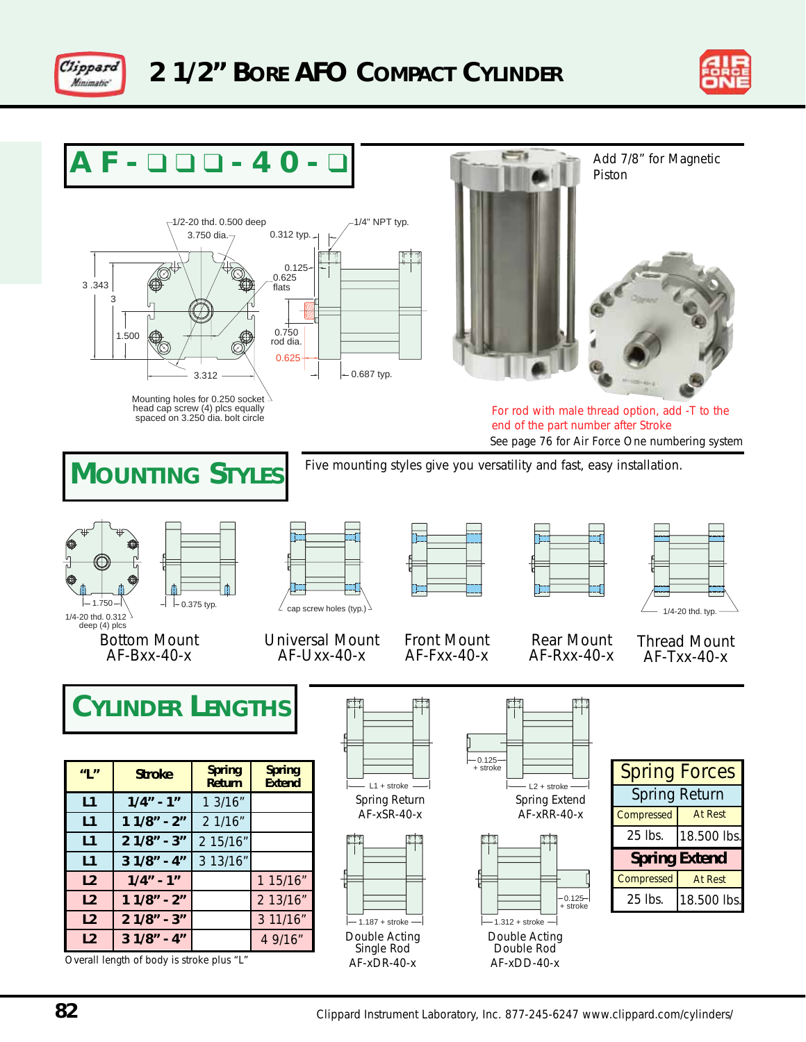# 2 1/2" Bore AFO Compact Cylinder

## AF - ❑ ❑ ❑ - 4 0 - ❑

Add 7/8" for Magnetic Piston

1/2-20 thd. 0.500 deep
3.750 dia.
0.312 typ.
1/4" NPT typ.
3 .343
3
1.500
3.312
0.125
0.625 flats
0.750 rod dia.
0.625
0.687 typ.

Mounting holes for 0.250 socket head cap screw (4) plcs equally spaced on 3.250 dia. bolt circle

For rod with male thread option, add -T to the end of the part number after Stroke

See page 76 for Air Force One numbering system

## Mounting Styles

Five mounting styles give you versatility and fast, easy installation.

1.750
1/4-20 thd. 0.312 deep (4) plcs
0.375 typ.
cap screw holes (typ.)
1/4-20 thd. typ.

Bottom Mount
AF-Bxx-40-x

Universal Mount
AF-Uxx-40-x

Front Mount
AF-Fxx-40-x

Rear Mount
AF-Rxx-40-x

Thread Mount
AF-Txx-40-x

## Cylinder Lengths

| "L" | Stroke | Spring Return | Spring Extend |
|---|---|---|---|
| L1 | 1/4" - 1" | 1 3/16" | |
| L1 | 1 1/8" - 2" | 2 1/16" | |
| L1 | 2 1/8" - 3" | 2 15/16" | |
| L1 | 3 1/8" - 4" | 3 13/16" | |
| L2 | 1/4" - 1" | | 1 15/16" |
| L2 | 1 1/8" - 2" | | 2 13/16" |
| L2 | 2 1/8" - 3" | | 3 11/16" |
| L2 | 3 1/8" - 4" | | 4 9/16" |

Overall length of body is stroke plus "L"

L1 + stroke
Spring Return
AF-xSR-40-x

0.125 + stroke
L2 + stroke
Spring Extend
AF-xRR-40-x

1.187 + stroke
Double Acting
Single Rod
AF-xDR-40-x

1.312 + stroke
0.125 + stroke
Double Acting
Double Rod
AF-xDD-40-x

| Spring Forces | |
|---|---|
| **Spring Return** | |
| Compressed | At Rest |
| 25 lbs. | 18.500 lbs. |
| **Spring Extend** | |
| Compressed | At Rest |
| 25 lbs. | 18.500 lbs. |

Clippard Instrument Laboratory, Inc. 877-245-6247 www.clippard.com/cylinders/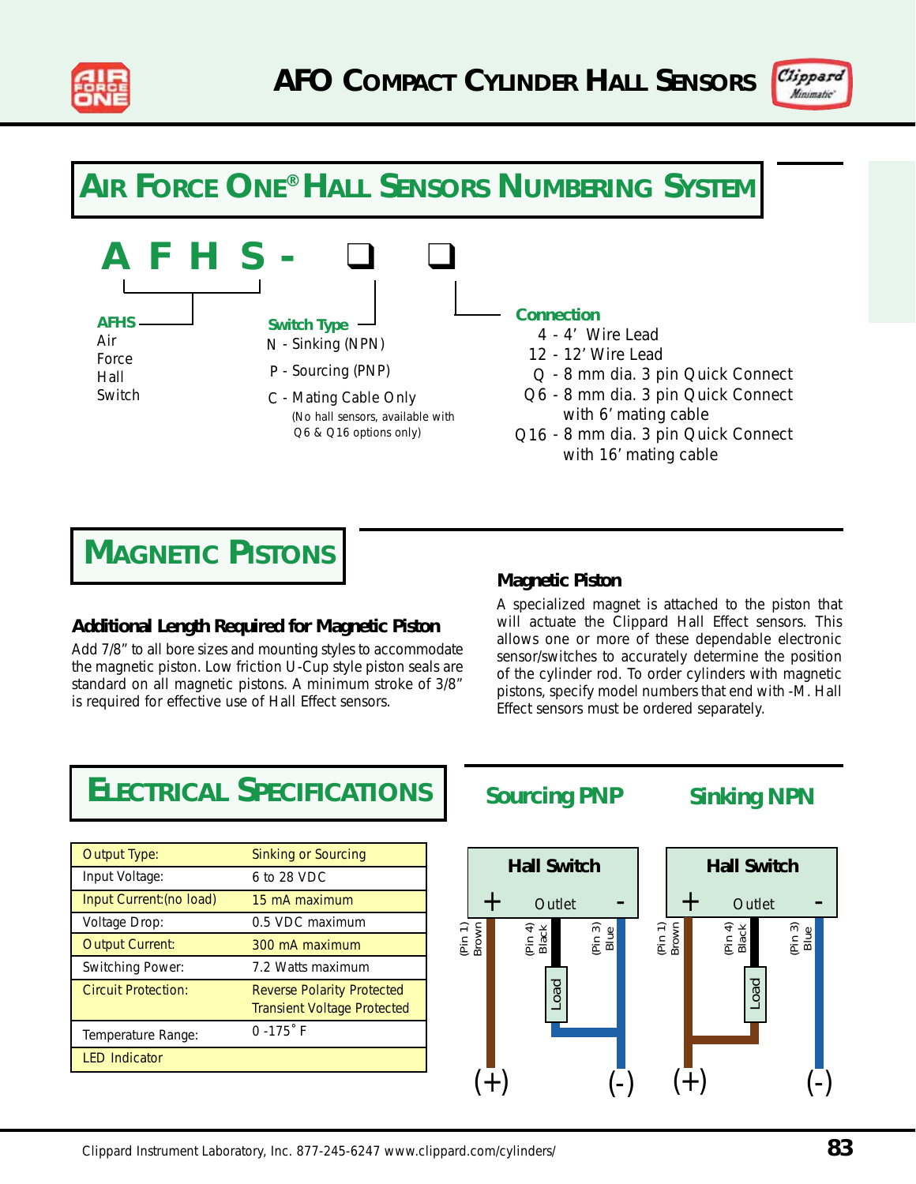# AFO Compact Cylinder Hall Sensors

## Air Force One® Hall Sensors Numbering System

**A F H S - ❑ ❑**

**AFHS**
Air
Force
Hall
Switch

**Switch Type**
N - Sinking (NPN)
P - Sourcing (PNP)
C - Mating Cable Only
(No hall sensors, available with Q6 & Q16 options only)

**Connection**
4 - 4' Wire Lead
12 - 12' Wire Lead
Q - 8 mm dia. 3 pin Quick Connect
Q6 - 8 mm dia. 3 pin Quick Connect with 6' mating cable
Q16 - 8 mm dia. 3 pin Quick Connect with 16' mating cable

## Magnetic Pistons

### Additional Length Required for Magnetic Piston

Add 7/8" to all bore sizes and mounting styles to accommodate the magnetic piston. Low friction U-Cup style piston seals are standard on all magnetic pistons. A minimum stroke of 3/8" is required for effective use of Hall Effect sensors.

### Magnetic Piston

A specialized magnet is attached to the piston that will actuate the Clippard Hall Effect sensors. This allows one or more of these dependable electronic sensor/switches to accurately determine the position of the cylinder rod. To order cylinders with magnetic pistons, specify model numbers that end with -M. Hall Effect sensors must be ordered separately.

## Electrical Specifications

| | |
|---|---|
| Output Type: | Sinking or Sourcing |
| Input Voltage: | 6 to 28 VDC |
| Input Current:(no load) | 15 mA maximum |
| Voltage Drop: | 0.5 VDC maximum |
| Output Current: | 300 mA maximum |
| Switching Power: | 7.2 Watts maximum |
| Circuit Protection: | Reverse Polarity Protected<br>Transient Voltage Protected |
| Temperature Range: | 0 -175˚ F |
| LED Indicator | |

### Sourcing PNP

Hall Switch: + Outlet -
(Pin 1) Brown (+); (Pin 4) Black → Load → Blue (-); (Pin 3) Blue (-)

### Sinking NPN

Hall Switch: + Outlet -
(Pin 1) Brown (+) → Load → (Pin 4) Black; (Pin 3) Blue (-)

Clippard Instrument Laboratory, Inc. 877-245-6247 www.clippard.com/cylinders/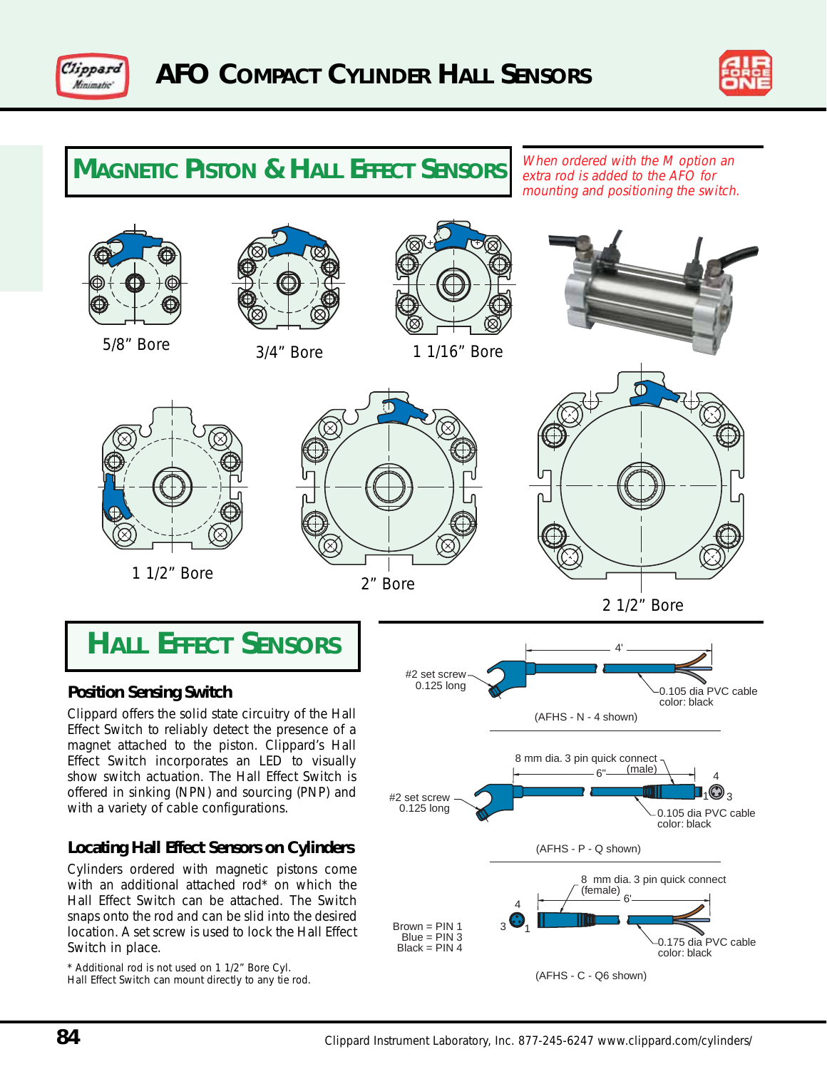# AFO Compact Cylinder Hall Sensors

## Magnetic Piston & Hall Effect Sensors

*When ordered with the M option an extra rod is added to the AFO for mounting and positioning the switch.*

5/8" Bore

3/4" Bore

1 1/16" Bore

1 1/2" Bore

2" Bore

2 1/2" Bore

## Hall Effect Sensors

### Position Sensing Switch

Clippard offers the solid state circuitry of the Hall Effect Switch to reliably detect the presence of a magnet attached to the piston. Clippard's Hall Effect Switch incorporates an LED to visually show switch actuation. The Hall Effect Switch is offered in sinking (NPN) and sourcing (PNP) and with a variety of cable configurations.

### Locating Hall Effect Sensors on Cylinders

Cylinders ordered with magnetic pistons come with an additional attached rod* on which the Hall Effect Switch can be attached. The Switch snaps onto the rod and can be slid into the desired location. A set screw is used to lock the Hall Effect Switch in place.

\* Additional rod is not used on 1 1/2" Bore Cyl.
Hall Effect Switch can mount directly to any tie rod.

#2 set screw 0.125 long

4'

0.105 dia PVC cable color: black

(AFHS - N - 4 shown)

8 mm dia. 3 pin quick connect (male)

6"

#2 set screw 0.125 long

4 1 3

0.105 dia PVC cable color: black

(AFHS - P - Q shown)

8 mm dia. 3 pin quick connect (female)

6'

Brown = PIN 1
Blue = PIN 3
Black = PIN 4

4 3 1

0.175 dia PVC cable color: black

(AFHS - C - Q6 shown)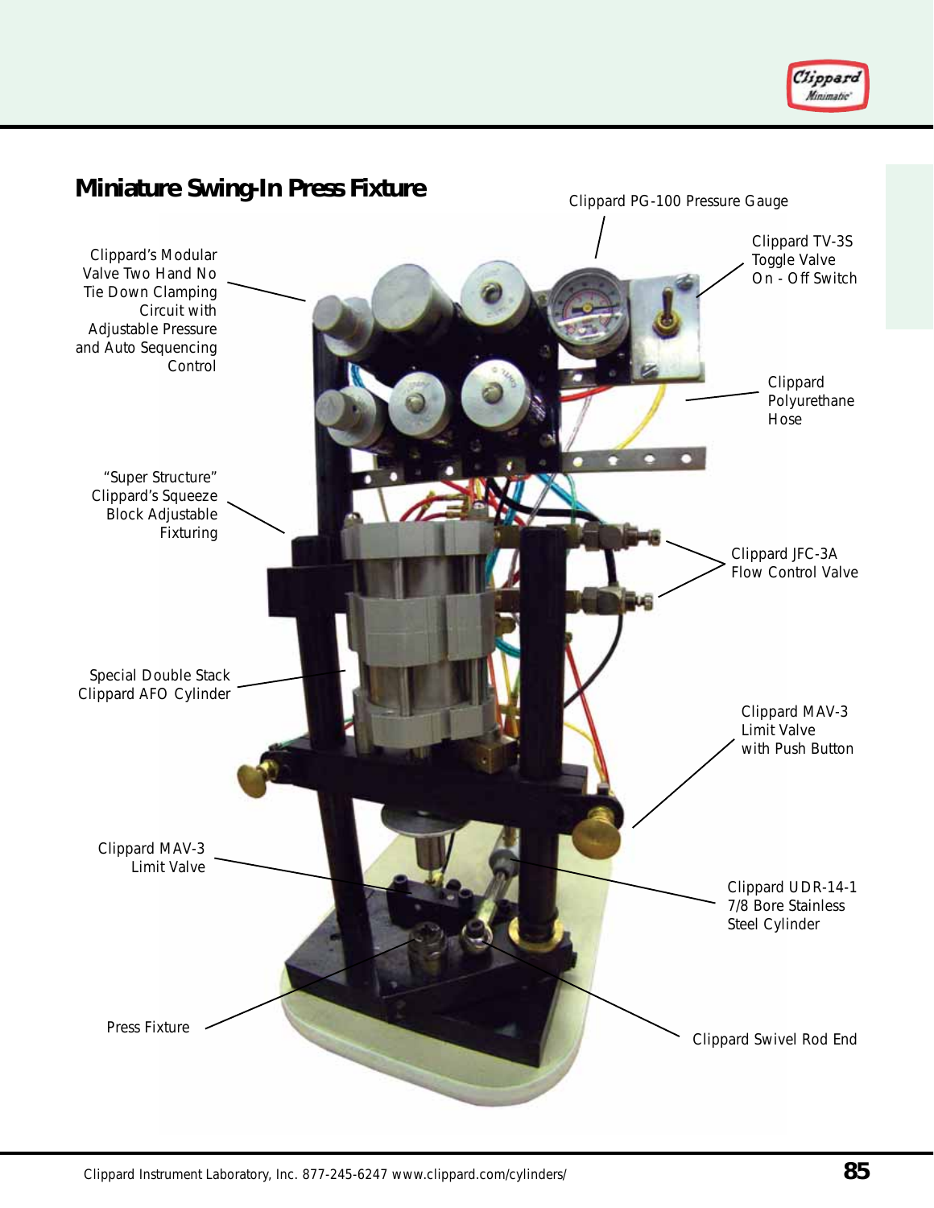## Miniature Swing-In Press Fixture

Clippard PG-100 Pressure Gauge

Clippard's Modular Valve Two Hand No Tie Down Clamping Circuit with Adjustable Pressure and Auto Sequencing Control

Clippard TV-3S Toggle Valve On - Off Switch

Clippard Polyurethane Hose

"Super Structure" Clippard's Squeeze Block Adjustable Fixturing

Clippard JFC-3A Flow Control Valve

Special Double Stack Clippard AFO Cylinder

Clippard MAV-3 Limit Valve with Push Button

Clippard MAV-3 Limit Valve

Clippard UDR-14-1 7/8 Bore Stainless Steel Cylinder

Press Fixture

Clippard Swivel Rod End